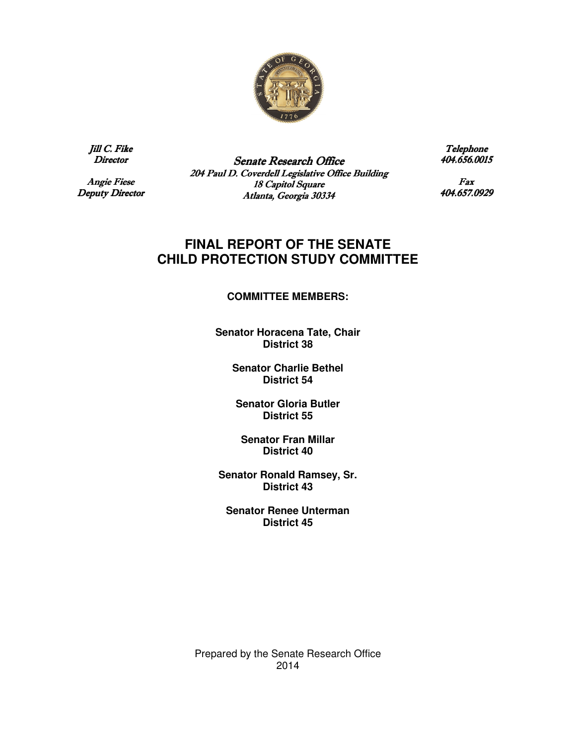*Jill C. Fike*
*Director*

*Angie Fiese*
*Deputy Director*

*Senate Research Office*
*204 Paul D. Coverdell Legislative Office Building*
*18 Capitol Square*
*Atlanta, Georgia 30334*

*Telephone*
*404.656.0015*

*Fax*
*404.657.0929*

# FINAL REPORT OF THE SENATE CHILD PROTECTION STUDY COMMITTEE

**COMMITTEE MEMBERS:**

**Senator Horacena Tate, Chair**
**District 38**

**Senator Charlie Bethel**
**District 54**

**Senator Gloria Butler**
**District 55**

**Senator Fran Millar**
**District 40**

**Senator Ronald Ramsey, Sr.**
**District 43**

**Senator Renee Unterman**
**District 45**

Prepared by the Senate Research Office
2014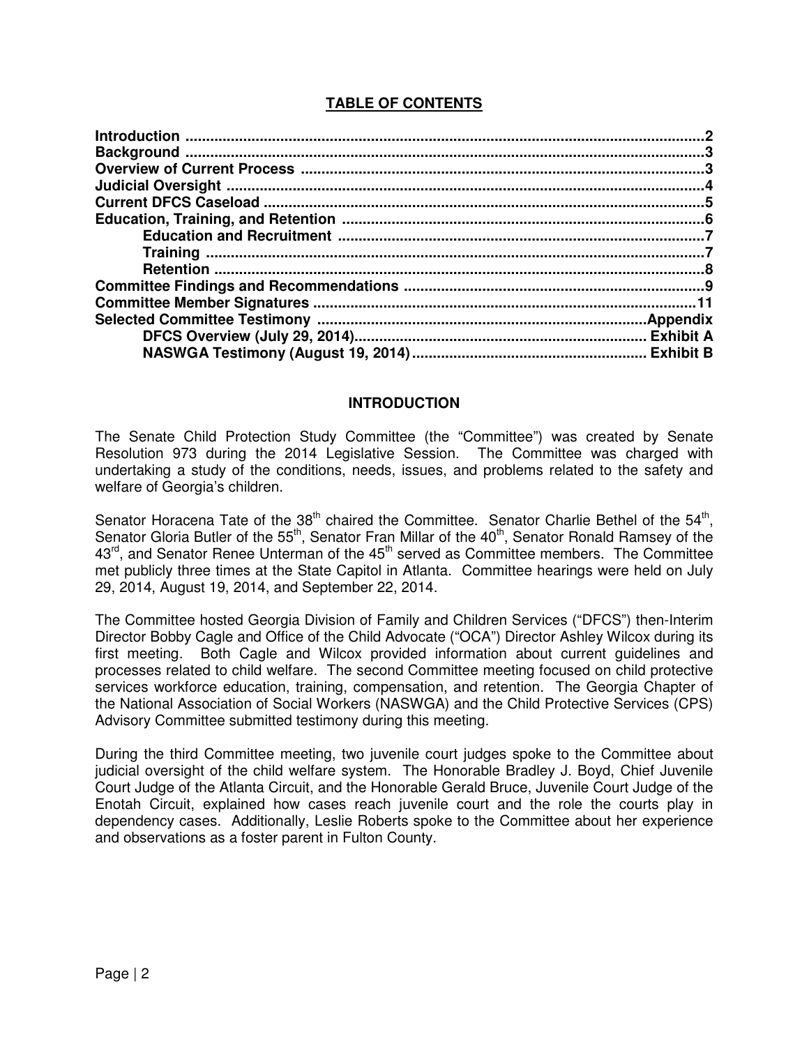## TABLE OF CONTENTS

**Introduction** .......... **2**
**Background** .......... **3**
**Overview of Current Process** .......... **3**
**Judicial Oversight** .......... **4**
**Current DFCS Caseload** .......... **5**
**Education, Training, and Retention** .......... **6**
    **Education and Recruitment** .......... **7**
    **Training** .......... **7**
    **Retention** .......... **8**
**Committee Findings and Recommendations** .......... **9**
**Committee Member Signatures** .......... **11**
**Selected Committee Testimony** .......... **Appendix**
    **DFCS Overview (July 29, 2014)** .......... **Exhibit A**
    **NASWGA Testimony (August 19, 2014)** .......... **Exhibit B**

## INTRODUCTION

The Senate Child Protection Study Committee (the "Committee") was created by Senate Resolution 973 during the 2014 Legislative Session. The Committee was charged with undertaking a study of the conditions, needs, issues, and problems related to the safety and welfare of Georgia's children.

Senator Horacena Tate of the 38th chaired the Committee. Senator Charlie Bethel of the 54th, Senator Gloria Butler of the 55th, Senator Fran Millar of the 40th, Senator Ronald Ramsey of the 43rd, and Senator Renee Unterman of the 45th served as Committee members. The Committee met publicly three times at the State Capitol in Atlanta. Committee hearings were held on July 29, 2014, August 19, 2014, and September 22, 2014.

The Committee hosted Georgia Division of Family and Children Services ("DFCS") then-Interim Director Bobby Cagle and Office of the Child Advocate ("OCA") Director Ashley Wilcox during its first meeting. Both Cagle and Wilcox provided information about current guidelines and processes related to child welfare. The second Committee meeting focused on child protective services workforce education, training, compensation, and retention. The Georgia Chapter of the National Association of Social Workers (NASWGA) and the Child Protective Services (CPS) Advisory Committee submitted testimony during this meeting.

During the third Committee meeting, two juvenile court judges spoke to the Committee about judicial oversight of the child welfare system. The Honorable Bradley J. Boyd, Chief Juvenile Court Judge of the Atlanta Circuit, and the Honorable Gerald Bruce, Juvenile Court Judge of the Enotah Circuit, explained how cases reach juvenile court and the role the courts play in dependency cases. Additionally, Leslie Roberts spoke to the Committee about her experience and observations as a foster parent in Fulton County.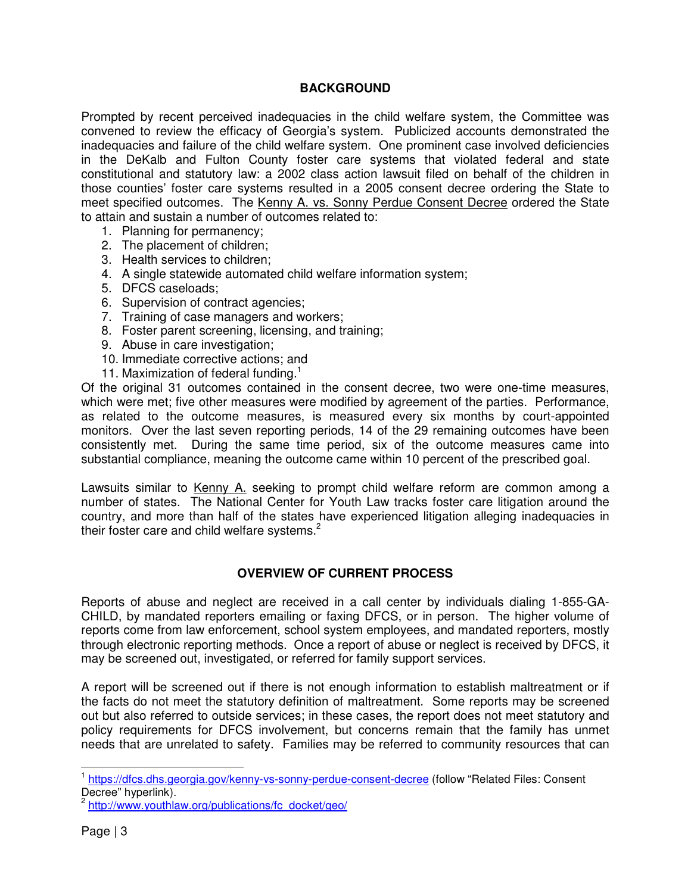## BACKGROUND

Prompted by recent perceived inadequacies in the child welfare system, the Committee was convened to review the efficacy of Georgia's system. Publicized accounts demonstrated the inadequacies and failure of the child welfare system. One prominent case involved deficiencies in the DeKalb and Fulton County foster care systems that violated federal and state constitutional and statutory law: a 2002 class action lawsuit filed on behalf of the children in those counties' foster care systems resulted in a 2005 consent decree ordering the State to meet specified outcomes. The Kenny A. vs. Sonny Perdue Consent Decree ordered the State to attain and sustain a number of outcomes related to:

1. Planning for permanency;
2. The placement of children;
3. Health services to children;
4. A single statewide automated child welfare information system;
5. DFCS caseloads;
6. Supervision of contract agencies;
7. Training of case managers and workers;
8. Foster parent screening, licensing, and training;
9. Abuse in care investigation;
10. Immediate corrective actions; and
11. Maximization of federal funding.[1]

Of the original 31 outcomes contained in the consent decree, two were one-time measures, which were met; five other measures were modified by agreement of the parties. Performance, as related to the outcome measures, is measured every six months by court-appointed monitors. Over the last seven reporting periods, 14 of the 29 remaining outcomes have been consistently met. During the same time period, six of the outcome measures came into substantial compliance, meaning the outcome came within 10 percent of the prescribed goal.

Lawsuits similar to Kenny A. seeking to prompt child welfare reform are common among a number of states. The National Center for Youth Law tracks foster care litigation around the country, and more than half of the states have experienced litigation alleging inadequacies in their foster care and child welfare systems.[2]

## OVERVIEW OF CURRENT PROCESS

Reports of abuse and neglect are received in a call center by individuals dialing 1-855-GA-CHILD, by mandated reporters emailing or faxing DFCS, or in person. The higher volume of reports come from law enforcement, school system employees, and mandated reporters, mostly through electronic reporting methods. Once a report of abuse or neglect is received by DFCS, it may be screened out, investigated, or referred for family support services.

A report will be screened out if there is not enough information to establish maltreatment or if the facts do not meet the statutory definition of maltreatment. Some reports may be screened out but also referred to outside services; in these cases, the report does not meet statutory and policy requirements for DFCS involvement, but concerns remain that the family has unmet needs that are unrelated to safety. Families may be referred to community resources that can

---

[1] https://dfcs.dhs.georgia.gov/kenny-vs-sonny-perdue-consent-decree (follow "Related Files: Consent Decree" hyperlink).

[2] http://www.youthlaw.org/publications/fc_docket/geo/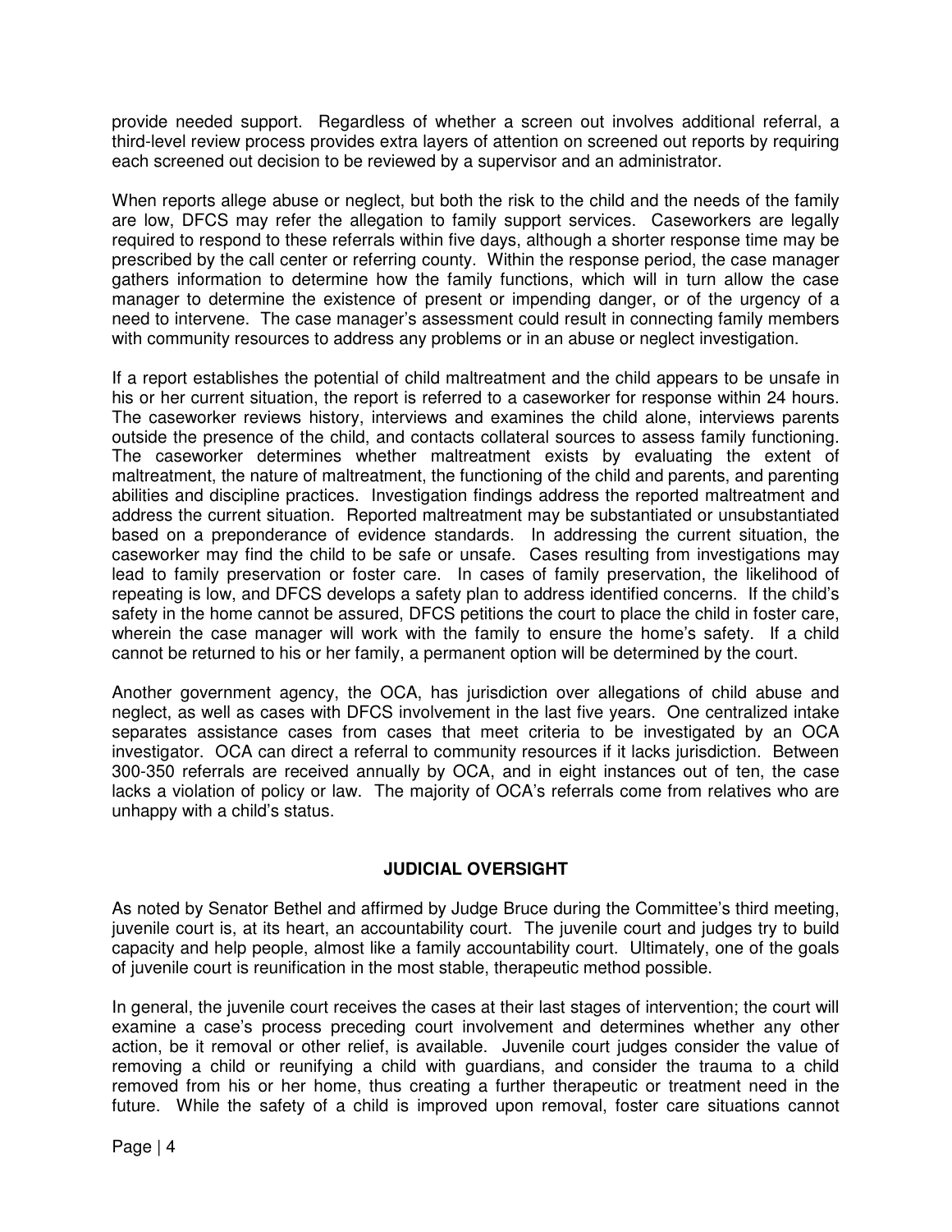provide needed support. Regardless of whether a screen out involves additional referral, a third-level review process provides extra layers of attention on screened out reports by requiring each screened out decision to be reviewed by a supervisor and an administrator.

When reports allege abuse or neglect, but both the risk to the child and the needs of the family are low, DFCS may refer the allegation to family support services. Caseworkers are legally required to respond to these referrals within five days, although a shorter response time may be prescribed by the call center or referring county. Within the response period, the case manager gathers information to determine how the family functions, which will in turn allow the case manager to determine the existence of present or impending danger, or of the urgency of a need to intervene. The case manager's assessment could result in connecting family members with community resources to address any problems or in an abuse or neglect investigation.

If a report establishes the potential of child maltreatment and the child appears to be unsafe in his or her current situation, the report is referred to a caseworker for response within 24 hours. The caseworker reviews history, interviews and examines the child alone, interviews parents outside the presence of the child, and contacts collateral sources to assess family functioning. The caseworker determines whether maltreatment exists by evaluating the extent of maltreatment, the nature of maltreatment, the functioning of the child and parents, and parenting abilities and discipline practices. Investigation findings address the reported maltreatment and address the current situation. Reported maltreatment may be substantiated or unsubstantiated based on a preponderance of evidence standards. In addressing the current situation, the caseworker may find the child to be safe or unsafe. Cases resulting from investigations may lead to family preservation or foster care. In cases of family preservation, the likelihood of repeating is low, and DFCS develops a safety plan to address identified concerns. If the child's safety in the home cannot be assured, DFCS petitions the court to place the child in foster care, wherein the case manager will work with the family to ensure the home's safety. If a child cannot be returned to his or her family, a permanent option will be determined by the court.

Another government agency, the OCA, has jurisdiction over allegations of child abuse and neglect, as well as cases with DFCS involvement in the last five years. One centralized intake separates assistance cases from cases that meet criteria to be investigated by an OCA investigator. OCA can direct a referral to community resources if it lacks jurisdiction. Between 300-350 referrals are received annually by OCA, and in eight instances out of ten, the case lacks a violation of policy or law. The majority of OCA's referrals come from relatives who are unhappy with a child's status.

## JUDICIAL OVERSIGHT

As noted by Senator Bethel and affirmed by Judge Bruce during the Committee's third meeting, juvenile court is, at its heart, an accountability court. The juvenile court and judges try to build capacity and help people, almost like a family accountability court. Ultimately, one of the goals of juvenile court is reunification in the most stable, therapeutic method possible.

In general, the juvenile court receives the cases at their last stages of intervention; the court will examine a case's process preceding court involvement and determines whether any other action, be it removal or other relief, is available. Juvenile court judges consider the value of removing a child or reunifying a child with guardians, and consider the trauma to a child removed from his or her home, thus creating a further therapeutic or treatment need in the future. While the safety of a child is improved upon removal, foster care situations cannot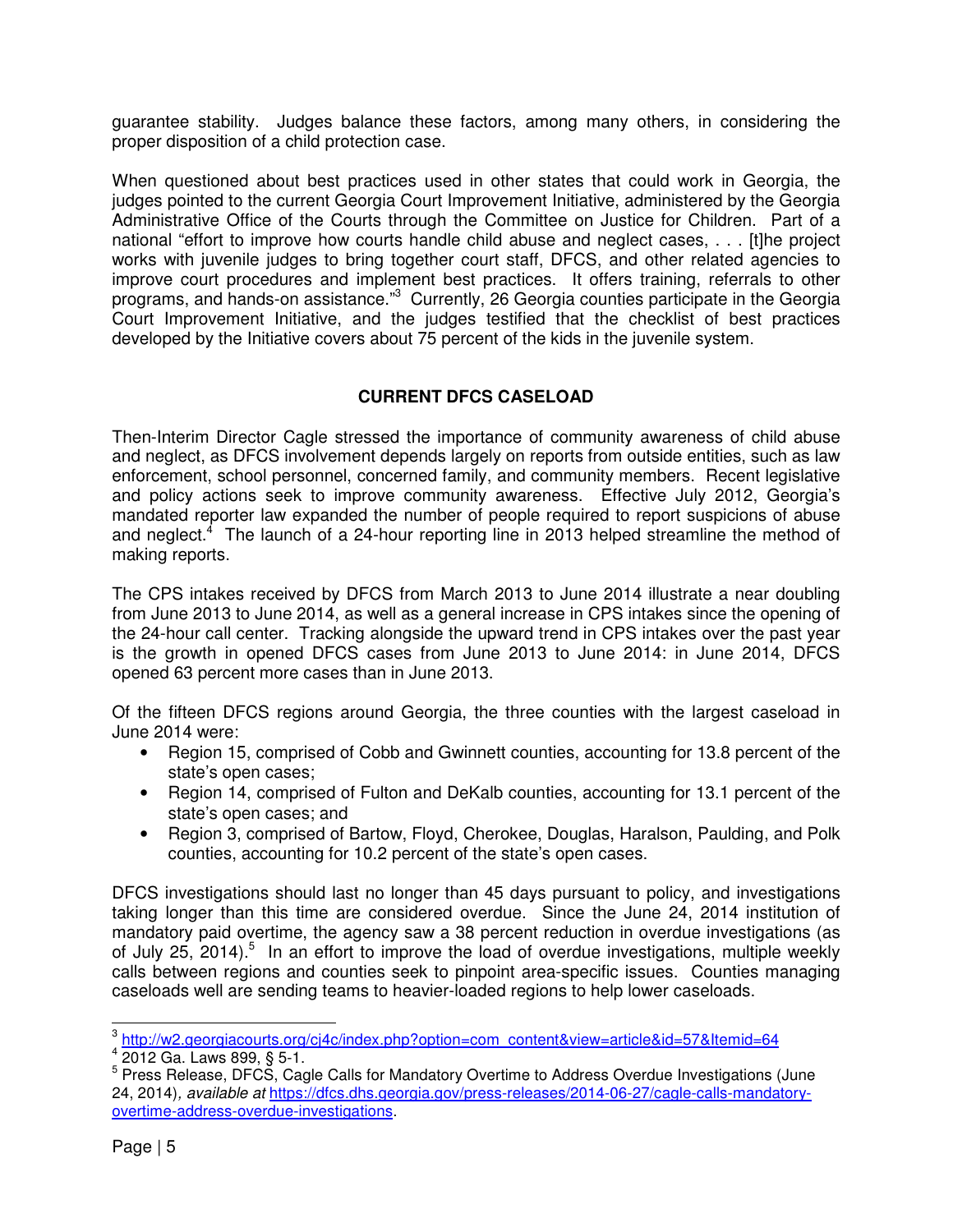guarantee stability. Judges balance these factors, among many others, in considering the proper disposition of a child protection case.

When questioned about best practices used in other states that could work in Georgia, the judges pointed to the current Georgia Court Improvement Initiative, administered by the Georgia Administrative Office of the Courts through the Committee on Justice for Children. Part of a national "effort to improve how courts handle child abuse and neglect cases, . . . [t]he project works with juvenile judges to bring together court staff, DFCS, and other related agencies to improve court procedures and implement best practices. It offers training, referrals to other programs, and hands-on assistance."[3] Currently, 26 Georgia counties participate in the Georgia Court Improvement Initiative, and the judges testified that the checklist of best practices developed by the Initiative covers about 75 percent of the kids in the juvenile system.

## CURRENT DFCS CASELOAD

Then-Interim Director Cagle stressed the importance of community awareness of child abuse and neglect, as DFCS involvement depends largely on reports from outside entities, such as law enforcement, school personnel, concerned family, and community members. Recent legislative and policy actions seek to improve community awareness. Effective July 2012, Georgia's mandated reporter law expanded the number of people required to report suspicions of abuse and neglect.[4] The launch of a 24-hour reporting line in 2013 helped streamline the method of making reports.

The CPS intakes received by DFCS from March 2013 to June 2014 illustrate a near doubling from June 2013 to June 2014, as well as a general increase in CPS intakes since the opening of the 24-hour call center. Tracking alongside the upward trend in CPS intakes over the past year is the growth in opened DFCS cases from June 2013 to June 2014: in June 2014, DFCS opened 63 percent more cases than in June 2013.

Of the fifteen DFCS regions around Georgia, the three counties with the largest caseload in June 2014 were:

- Region 15, comprised of Cobb and Gwinnett counties, accounting for 13.8 percent of the state's open cases;
- Region 14, comprised of Fulton and DeKalb counties, accounting for 13.1 percent of the state's open cases; and
- Region 3, comprised of Bartow, Floyd, Cherokee, Douglas, Haralson, Paulding, and Polk counties, accounting for 10.2 percent of the state's open cases.

DFCS investigations should last no longer than 45 days pursuant to policy, and investigations taking longer than this time are considered overdue. Since the June 24, 2014 institution of mandatory paid overtime, the agency saw a 38 percent reduction in overdue investigations (as of July 25, 2014).[5] In an effort to improve the load of overdue investigations, multiple weekly calls between regions and counties seek to pinpoint area-specific issues. Counties managing caseloads well are sending teams to heavier-loaded regions to help lower caseloads.

---

[3] http://w2.georgiacourts.org/cj4c/index.php?option=com_content&view=article&id=57&Itemid=64

[4] 2012 Ga. Laws 899, § 5-1.

[5] Press Release, DFCS, Cagle Calls for Mandatory Overtime to Address Overdue Investigations (June 24, 2014), *available at* https://dfcs.dhs.georgia.gov/press-releases/2014-06-27/cagle-calls-mandatory-overtime-address-overdue-investigations.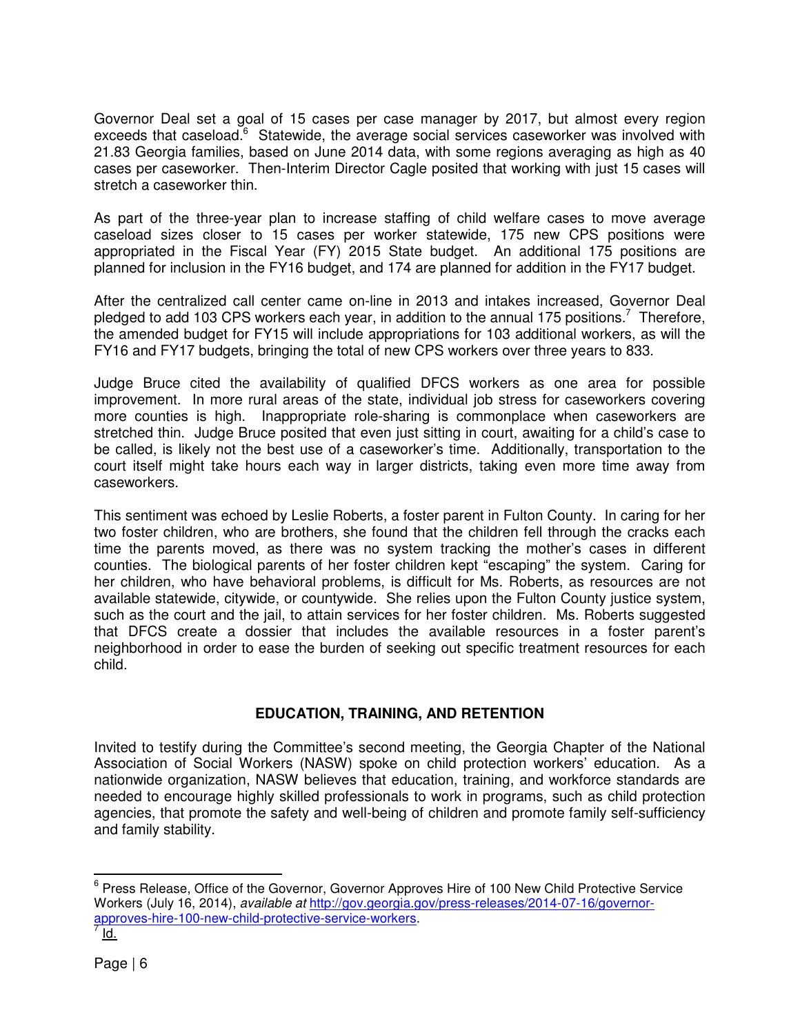Governor Deal set a goal of 15 cases per case manager by 2017, but almost every region exceeds that caseload.[6] Statewide, the average social services caseworker was involved with 21.83 Georgia families, based on June 2014 data, with some regions averaging as high as 40 cases per caseworker. Then-Interim Director Cagle posited that working with just 15 cases will stretch a caseworker thin.

As part of the three-year plan to increase staffing of child welfare cases to move average caseload sizes closer to 15 cases per worker statewide, 175 new CPS positions were appropriated in the Fiscal Year (FY) 2015 State budget. An additional 175 positions are planned for inclusion in the FY16 budget, and 174 are planned for addition in the FY17 budget.

After the centralized call center came on-line in 2013 and intakes increased, Governor Deal pledged to add 103 CPS workers each year, in addition to the annual 175 positions.[7] Therefore, the amended budget for FY15 will include appropriations for 103 additional workers, as will the FY16 and FY17 budgets, bringing the total of new CPS workers over three years to 833.

Judge Bruce cited the availability of qualified DFCS workers as one area for possible improvement. In more rural areas of the state, individual job stress for caseworkers covering more counties is high. Inappropriate role-sharing is commonplace when caseworkers are stretched thin. Judge Bruce posited that even just sitting in court, awaiting for a child's case to be called, is likely not the best use of a caseworker's time. Additionally, transportation to the court itself might take hours each way in larger districts, taking even more time away from caseworkers.

This sentiment was echoed by Leslie Roberts, a foster parent in Fulton County. In caring for her two foster children, who are brothers, she found that the children fell through the cracks each time the parents moved, as there was no system tracking the mother's cases in different counties. The biological parents of her foster children kept "escaping" the system. Caring for her children, who have behavioral problems, is difficult for Ms. Roberts, as resources are not available statewide, citywide, or countywide. She relies upon the Fulton County justice system, such as the court and the jail, to attain services for her foster children. Ms. Roberts suggested that DFCS create a dossier that includes the available resources in a foster parent's neighborhood in order to ease the burden of seeking out specific treatment resources for each child.

## EDUCATION, TRAINING, AND RETENTION

Invited to testify during the Committee's second meeting, the Georgia Chapter of the National Association of Social Workers (NASW) spoke on child protection workers' education. As a nationwide organization, NASW believes that education, training, and workforce standards are needed to encourage highly skilled professionals to work in programs, such as child protection agencies, that promote the safety and well-being of children and promote family self-sufficiency and family stability.

---

[6] Press Release, Office of the Governor, Governor Approves Hire of 100 New Child Protective Service Workers (July 16, 2014), *available at* http://gov.georgia.gov/press-releases/2014-07-16/governor-approves-hire-100-new-child-protective-service-workers.

[7] Id.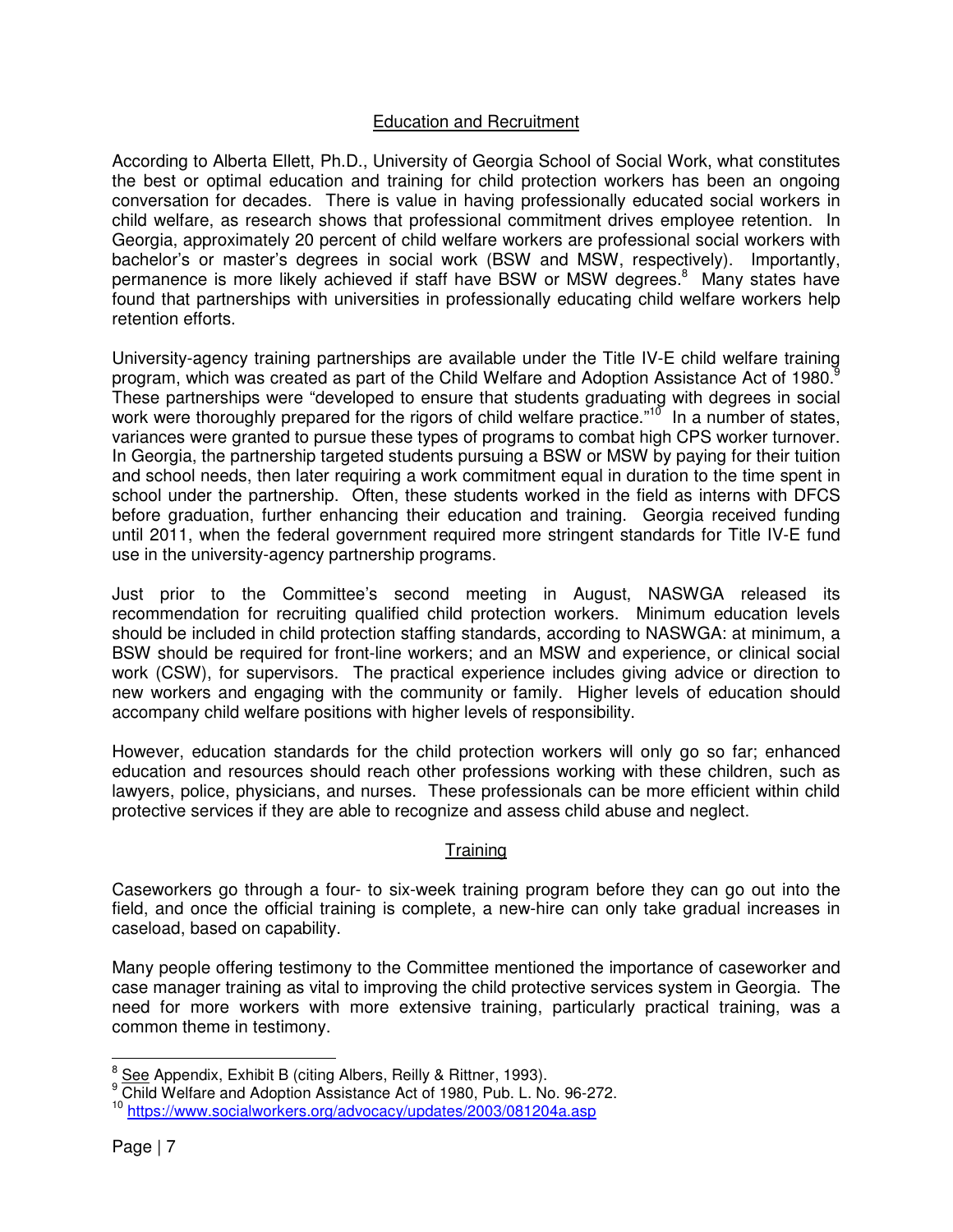## Education and Recruitment

According to Alberta Ellett, Ph.D., University of Georgia School of Social Work, what constitutes the best or optimal education and training for child protection workers has been an ongoing conversation for decades. There is value in having professionally educated social workers in child welfare, as research shows that professional commitment drives employee retention. In Georgia, approximately 20 percent of child welfare workers are professional social workers with bachelor's or master's degrees in social work (BSW and MSW, respectively). Importantly, permanence is more likely achieved if staff have BSW or MSW degrees.[8] Many states have found that partnerships with universities in professionally educating child welfare workers help retention efforts.

University-agency training partnerships are available under the Title IV-E child welfare training program, which was created as part of the Child Welfare and Adoption Assistance Act of 1980.[9] These partnerships were "developed to ensure that students graduating with degrees in social work were thoroughly prepared for the rigors of child welfare practice."[10] In a number of states, variances were granted to pursue these types of programs to combat high CPS worker turnover. In Georgia, the partnership targeted students pursuing a BSW or MSW by paying for their tuition and school needs, then later requiring a work commitment equal in duration to the time spent in school under the partnership. Often, these students worked in the field as interns with DFCS before graduation, further enhancing their education and training. Georgia received funding until 2011, when the federal government required more stringent standards for Title IV-E fund use in the university-agency partnership programs.

Just prior to the Committee's second meeting in August, NASWGA released its recommendation for recruiting qualified child protection workers. Minimum education levels should be included in child protection staffing standards, according to NASWGA: at minimum, a BSW should be required for front-line workers; and an MSW and experience, or clinical social work (CSW), for supervisors. The practical experience includes giving advice or direction to new workers and engaging with the community or family. Higher levels of education should accompany child welfare positions with higher levels of responsibility.

However, education standards for the child protection workers will only go so far; enhanced education and resources should reach other professions working with these children, such as lawyers, police, physicians, and nurses. These professionals can be more efficient within child protective services if they are able to recognize and assess child abuse and neglect.

## Training

Caseworkers go through a four- to six-week training program before they can go out into the field, and once the official training is complete, a new-hire can only take gradual increases in caseload, based on capability.

Many people offering testimony to the Committee mentioned the importance of caseworker and case manager training as vital to improving the child protective services system in Georgia. The need for more workers with more extensive training, particularly practical training, was a common theme in testimony.

---

[8] See Appendix, Exhibit B (citing Albers, Reilly & Rittner, 1993).

[9] Child Welfare and Adoption Assistance Act of 1980, Pub. L. No. 96-272.

[10] https://www.socialworkers.org/advocacy/updates/2003/081204a.asp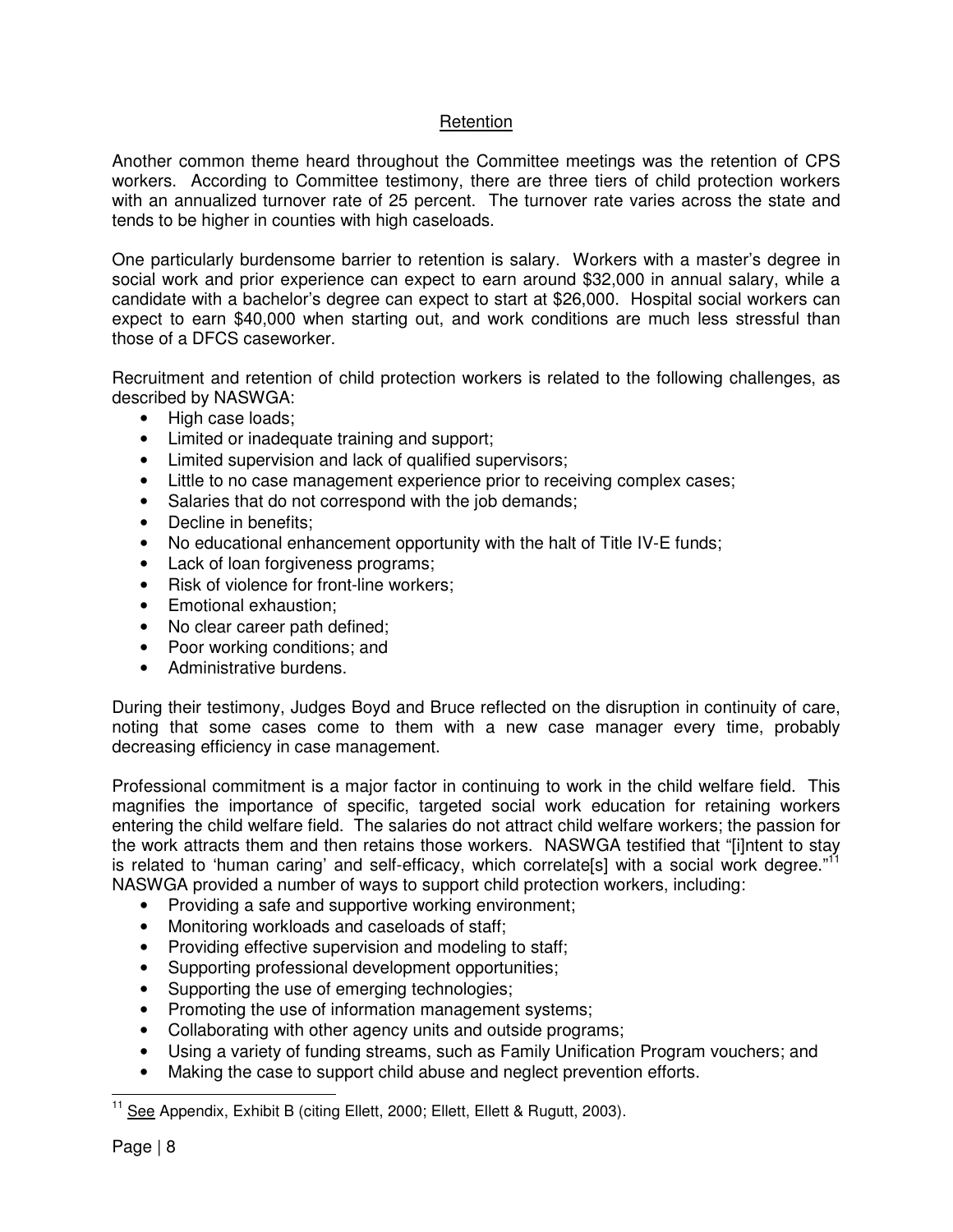## Retention

Another common theme heard throughout the Committee meetings was the retention of CPS workers. According to Committee testimony, there are three tiers of child protection workers with an annualized turnover rate of 25 percent. The turnover rate varies across the state and tends to be higher in counties with high caseloads.

One particularly burdensome barrier to retention is salary. Workers with a master's degree in social work and prior experience can expect to earn around $32,000 in annual salary, while a candidate with a bachelor's degree can expect to start at $26,000. Hospital social workers can expect to earn $40,000 when starting out, and work conditions are much less stressful than those of a DFCS caseworker.

Recruitment and retention of child protection workers is related to the following challenges, as described by NASWGA:

- High case loads;
- Limited or inadequate training and support;
- Limited supervision and lack of qualified supervisors;
- Little to no case management experience prior to receiving complex cases;
- Salaries that do not correspond with the job demands;
- Decline in benefits;
- No educational enhancement opportunity with the halt of Title IV-E funds;
- Lack of loan forgiveness programs;
- Risk of violence for front-line workers;
- Emotional exhaustion;
- No clear career path defined;
- Poor working conditions; and
- Administrative burdens.

During their testimony, Judges Boyd and Bruce reflected on the disruption in continuity of care, noting that some cases come to them with a new case manager every time, probably decreasing efficiency in case management.

Professional commitment is a major factor in continuing to work in the child welfare field. This magnifies the importance of specific, targeted social work education for retaining workers entering the child welfare field. The salaries do not attract child welfare workers; the passion for the work attracts them and then retains those workers. NASWGA testified that "[i]ntent to stay is related to 'human caring' and self-efficacy, which correlate[s] with a social work degree."[11] NASWGA provided a number of ways to support child protection workers, including:

- Providing a safe and supportive working environment;
- Monitoring workloads and caseloads of staff;
- Providing effective supervision and modeling to staff;
- Supporting professional development opportunities;
- Supporting the use of emerging technologies;
- Promoting the use of information management systems;
- Collaborating with other agency units and outside programs;
- Using a variety of funding streams, such as Family Unification Program vouchers; and
- Making the case to support child abuse and neglect prevention efforts.

---

[11] See Appendix, Exhibit B (citing Ellett, 2000; Ellett, Ellett & Rugutt, 2003).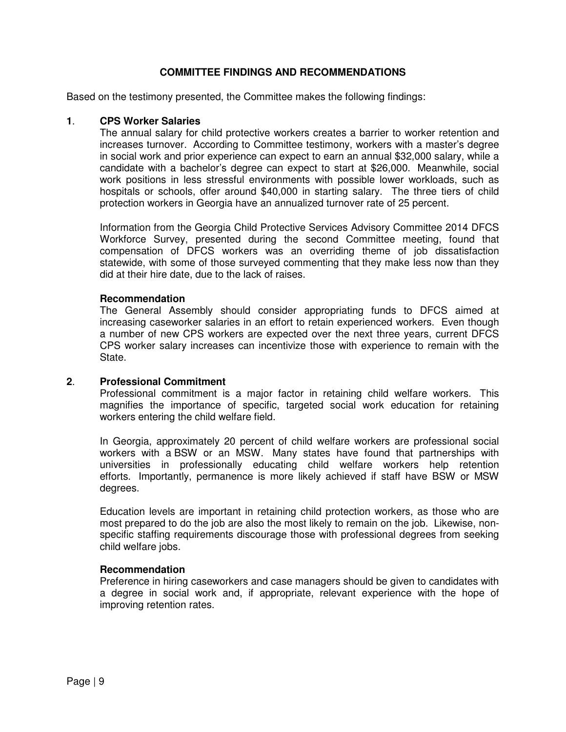## COMMITTEE FINDINGS AND RECOMMENDATIONS

Based on the testimony presented, the Committee makes the following findings:

### 1. CPS Worker Salaries

The annual salary for child protective workers creates a barrier to worker retention and increases turnover. According to Committee testimony, workers with a master's degree in social work and prior experience can expect to earn an annual $32,000 salary, while a candidate with a bachelor's degree can expect to start at $26,000. Meanwhile, social work positions in less stressful environments with possible lower workloads, such as hospitals or schools, offer around $40,000 in starting salary. The three tiers of child protection workers in Georgia have an annualized turnover rate of 25 percent.

Information from the Georgia Child Protective Services Advisory Committee 2014 DFCS Workforce Survey, presented during the second Committee meeting, found that compensation of DFCS workers was an overriding theme of job dissatisfaction statewide, with some of those surveyed commenting that they make less now than they did at their hire date, due to the lack of raises.

**Recommendation**

The General Assembly should consider appropriating funds to DFCS aimed at increasing caseworker salaries in an effort to retain experienced workers. Even though a number of new CPS workers are expected over the next three years, current DFCS CPS worker salary increases can incentivize those with experience to remain with the State.

### 2. Professional Commitment

Professional commitment is a major factor in retaining child welfare workers. This magnifies the importance of specific, targeted social work education for retaining workers entering the child welfare field.

In Georgia, approximately 20 percent of child welfare workers are professional social workers with a BSW or an MSW. Many states have found that partnerships with universities in professionally educating child welfare workers help retention efforts. Importantly, permanence is more likely achieved if staff have BSW or MSW degrees.

Education levels are important in retaining child protection workers, as those who are most prepared to do the job are also the most likely to remain on the job. Likewise, non-specific staffing requirements discourage those with professional degrees from seeking child welfare jobs.

**Recommendation**

Preference in hiring caseworkers and case managers should be given to candidates with a degree in social work and, if appropriate, relevant experience with the hope of improving retention rates.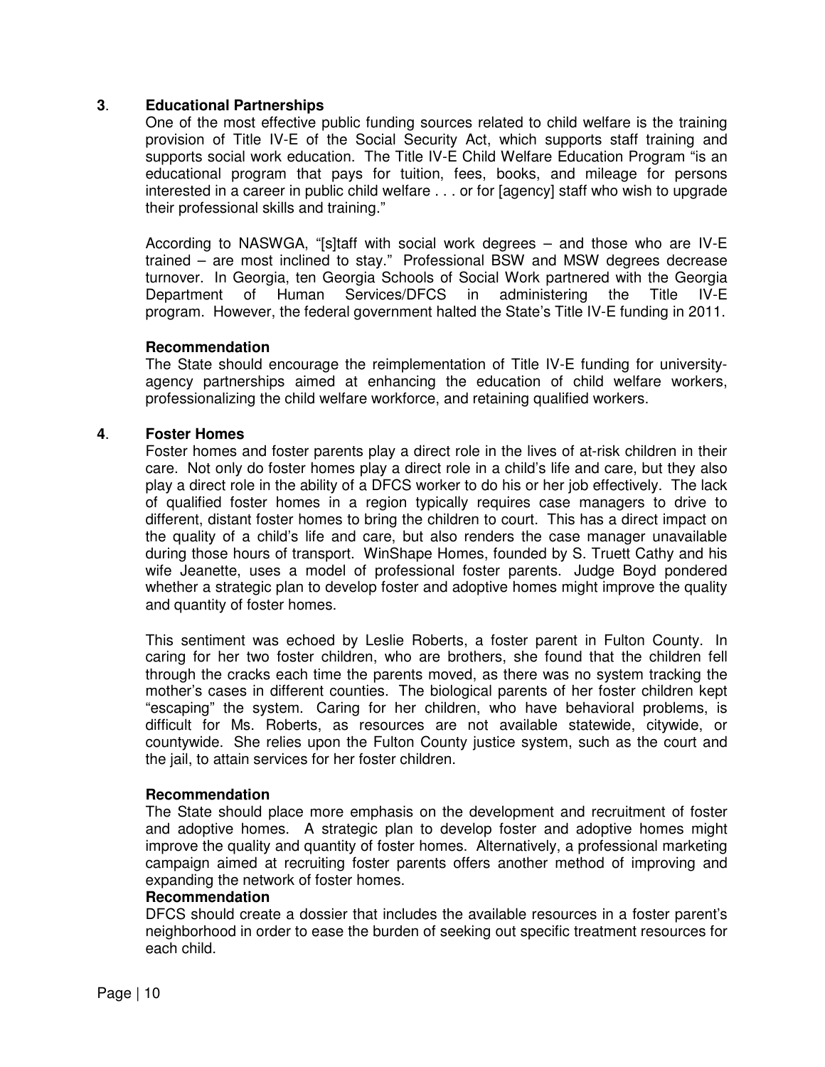### 3. Educational Partnerships

One of the most effective public funding sources related to child welfare is the training provision of Title IV-E of the Social Security Act, which supports staff training and supports social work education. The Title IV-E Child Welfare Education Program "is an educational program that pays for tuition, fees, books, and mileage for persons interested in a career in public child welfare . . . or for [agency] staff who wish to upgrade their professional skills and training."

According to NASWGA, "[s]taff with social work degrees – and those who are IV-E trained – are most inclined to stay." Professional BSW and MSW degrees decrease turnover. In Georgia, ten Georgia Schools of Social Work partnered with the Georgia Department of Human Services/DFCS in administering the Title IV-E program. However, the federal government halted the State's Title IV-E funding in 2011.

**Recommendation**

The State should encourage the reimplementation of Title IV-E funding for university-agency partnerships aimed at enhancing the education of child welfare workers, professionalizing the child welfare workforce, and retaining qualified workers.

### 4. Foster Homes

Foster homes and foster parents play a direct role in the lives of at-risk children in their care. Not only do foster homes play a direct role in a child's life and care, but they also play a direct role in the ability of a DFCS worker to do his or her job effectively. The lack of qualified foster homes in a region typically requires case managers to drive to different, distant foster homes to bring the children to court. This has a direct impact on the quality of a child's life and care, but also renders the case manager unavailable during those hours of transport. WinShape Homes, founded by S. Truett Cathy and his wife Jeanette, uses a model of professional foster parents. Judge Boyd pondered whether a strategic plan to develop foster and adoptive homes might improve the quality and quantity of foster homes.

This sentiment was echoed by Leslie Roberts, a foster parent in Fulton County. In caring for her two foster children, who are brothers, she found that the children fell through the cracks each time the parents moved, as there was no system tracking the mother's cases in different counties. The biological parents of her foster children kept "escaping" the system. Caring for her children, who have behavioral problems, is difficult for Ms. Roberts, as resources are not available statewide, citywide, or countywide. She relies upon the Fulton County justice system, such as the court and the jail, to attain services for her foster children.

**Recommendation**

The State should place more emphasis on the development and recruitment of foster and adoptive homes. A strategic plan to develop foster and adoptive homes might improve the quality and quantity of foster homes. Alternatively, a professional marketing campaign aimed at recruiting foster parents offers another method of improving and expanding the network of foster homes.

**Recommendation**

DFCS should create a dossier that includes the available resources in a foster parent's neighborhood in order to ease the burden of seeking out specific treatment resources for each child.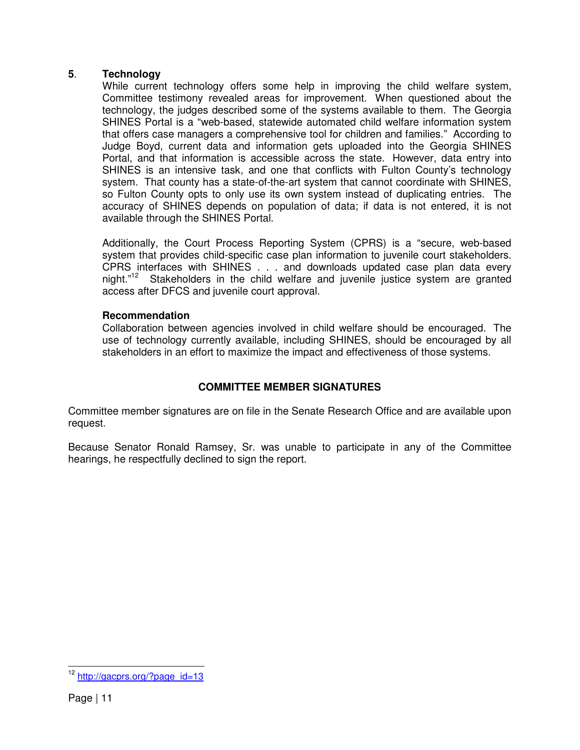**5. Technology**

While current technology offers some help in improving the child welfare system, Committee testimony revealed areas for improvement. When questioned about the technology, the judges described some of the systems available to them. The Georgia SHINES Portal is a "web-based, statewide automated child welfare information system that offers case managers a comprehensive tool for children and families." According to Judge Boyd, current data and information gets uploaded into the Georgia SHINES Portal, and that information is accessible across the state. However, data entry into SHINES is an intensive task, and one that conflicts with Fulton County's technology system. That county has a state-of-the-art system that cannot coordinate with SHINES, so Fulton County opts to only use its own system instead of duplicating entries. The accuracy of SHINES depends on population of data; if data is not entered, it is not available through the SHINES Portal.

Additionally, the Court Process Reporting System (CPRS) is a "secure, web-based system that provides child-specific case plan information to juvenile court stakeholders. CPRS interfaces with SHINES . . . and downloads updated case plan data every night."[12] Stakeholders in the child welfare and juvenile justice system are granted access after DFCS and juvenile court approval.

**Recommendation**

Collaboration between agencies involved in child welfare should be encouraged. The use of technology currently available, including SHINES, should be encouraged by all stakeholders in an effort to maximize the impact and effectiveness of those systems.

## COMMITTEE MEMBER SIGNATURES

Committee member signatures are on file in the Senate Research Office and are available upon request.

Because Senator Ronald Ramsey, Sr. was unable to participate in any of the Committee hearings, he respectfully declined to sign the report.

---

[12] http://gacprs.org/?page_id=13